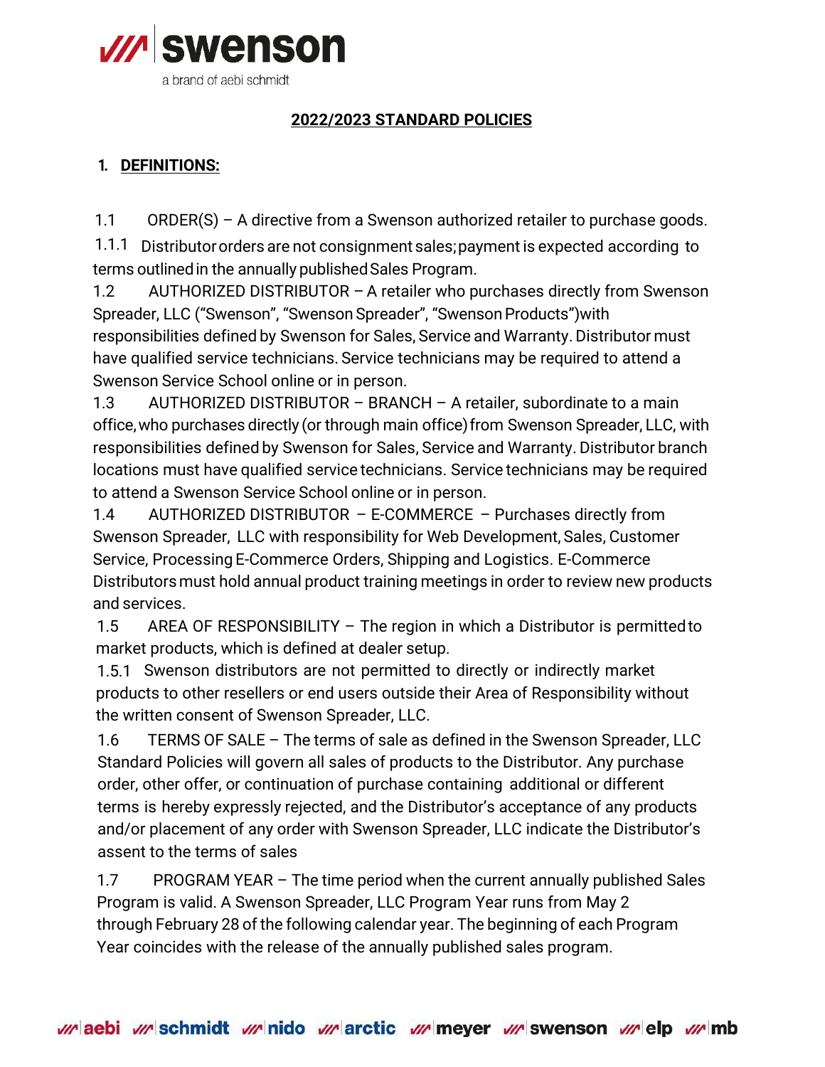swenson

a brand of aebi schmidt

# 2022/2023 STANDARD POLICIES

## 1. DEFINITIONS:

1.1 ORDER(S) – A directive from a Swenson authorized retailer to purchase goods.

1.1.1 Distributor orders are not consignment sales; payment is expected according to terms outlined in the annually published Sales Program.

1.2 AUTHORIZED DISTRIBUTOR – A retailer who purchases directly from Swenson Spreader, LLC ("Swenson", "Swenson Spreader", "Swenson Products") with responsibilities defined by Swenson for Sales, Service and Warranty. Distributor must have qualified service technicians. Service technicians may be required to attend a Swenson Service School online or in person.

1.3 AUTHORIZED DISTRIBUTOR – BRANCH – A retailer, subordinate to a main office, who purchases directly (or through main office) from Swenson Spreader, LLC, with responsibilities defined by Swenson for Sales, Service and Warranty. Distributor branch locations must have qualified service technicians. Service technicians may be required to attend a Swenson Service School online or in person.

1.4 AUTHORIZED DISTRIBUTOR – E-COMMERCE – Purchases directly from Swenson Spreader, LLC with responsibility for Web Development, Sales, Customer Service, Processing E-Commerce Orders, Shipping and Logistics. E-Commerce Distributors must hold annual product training meetings in order to review new products and services.

1.5 AREA OF RESPONSIBILITY – The region in which a Distributor is permitted to market products, which is defined at dealer setup.

1.5.1 Swenson distributors are not permitted to directly or indirectly market products to other resellers or end users outside their Area of Responsibility without the written consent of Swenson Spreader, LLC.

1.6 TERMS OF SALE – The terms of sale as defined in the Swenson Spreader, LLC Standard Policies will govern all sales of products to the Distributor. Any purchase order, other offer, or continuation of purchase containing additional or different terms is hereby expressly rejected, and the Distributor's acceptance of any products and/or placement of any order with Swenson Spreader, LLC indicate the Distributor's assent to the terms of sales

1.7 PROGRAM YEAR – The time period when the current annually published Sales Program is valid. A Swenson Spreader, LLC Program Year runs from May 2 through February 28 of the following calendar year. The beginning of each Program Year coincides with the release of the annually published sales program.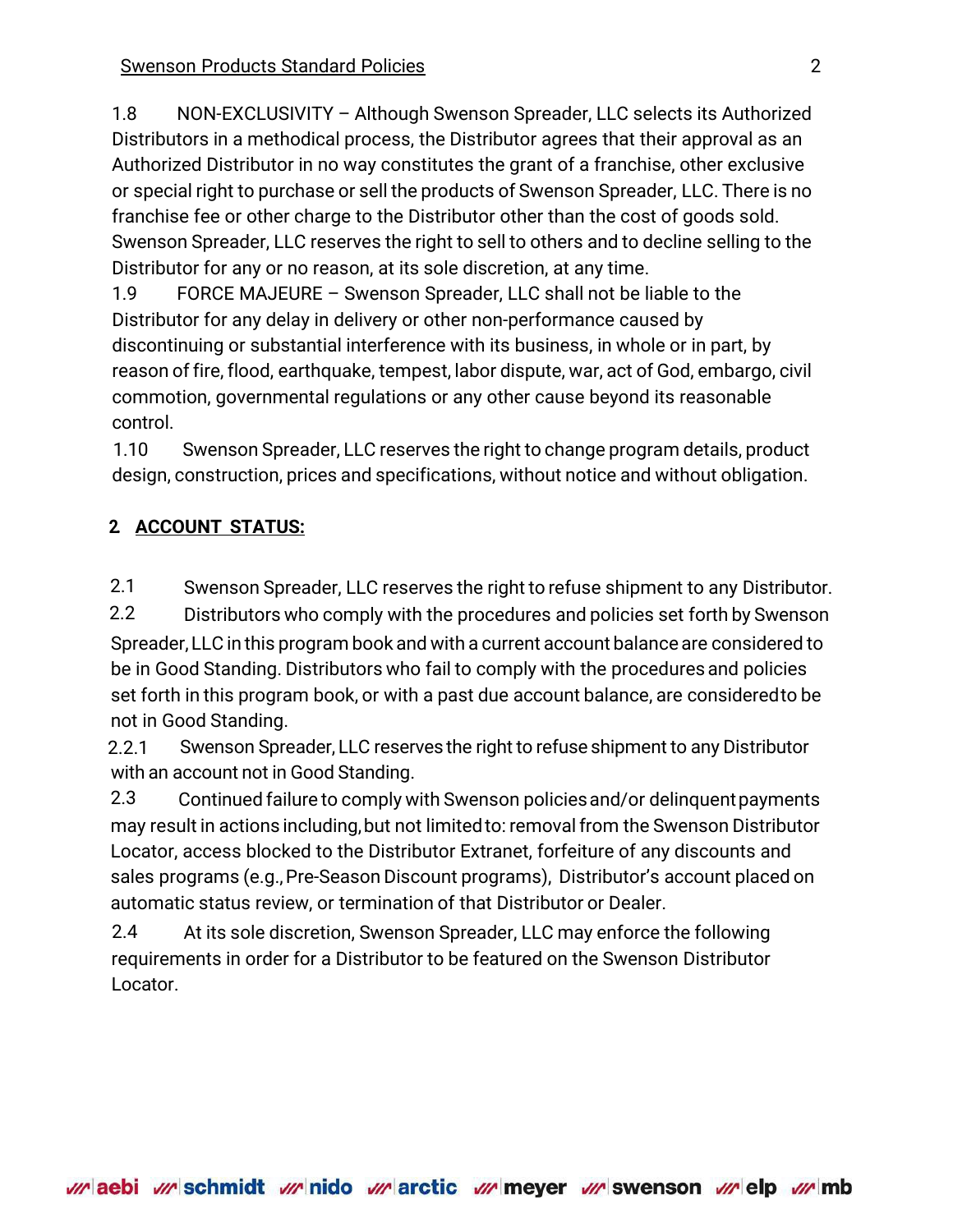1.8 NON-EXCLUSIVITY – Although Swenson Spreader, LLC selects its Authorized Distributors in a methodical process, the Distributor agrees that their approval as an Authorized Distributor in no way constitutes the grant of a franchise, other exclusive or special right to purchase or sell the products of Swenson Spreader, LLC. There is no franchise fee or other charge to the Distributor other than the cost of goods sold. Swenson Spreader, LLC reserves the right to sell to others and to decline selling to the Distributor for any or no reason, at its sole discretion, at any time.

1.9 FORCE MAJEURE – Swenson Spreader, LLC shall not be liable to the Distributor for any delay in delivery or other non-performance caused by discontinuing or substantial interference with its business, in whole or in part, by reason of fire, flood, earthquake, tempest, labor dispute, war, act of God, embargo, civil commotion, governmental regulations or any other cause beyond its reasonable control.

1.10 Swenson Spreader, LLC reserves the right to change program details, product design, construction, prices and specifications, without notice and without obligation.

## 2 ACCOUNT STATUS:

2.1 Swenson Spreader, LLC reserves the right to refuse shipment to any Distributor.

2.2 Distributors who comply with the procedures and policies set forth by Swenson Spreader, LLC in this program book and with a current account balance are considered to be in Good Standing. Distributors who fail to comply with the procedures and policies set forth in this program book, or with a past due account balance, are considered to be not in Good Standing.

2.2.1 Swenson Spreader, LLC reserves the right to refuse shipment to any Distributor with an account not in Good Standing.

2.3 Continued failure to comply with Swenson policies and/or delinquent payments may result in actions including, but not limited to: removal from the Swenson Distributor Locator, access blocked to the Distributor Extranet, forfeiture of any discounts and sales programs (e.g., Pre-Season Discount programs), Distributor's account placed on automatic status review, or termination of that Distributor or Dealer.

2.4 At its sole discretion, Swenson Spreader, LLC may enforce the following requirements in order for a Distributor to be featured on the Swenson Distributor Locator.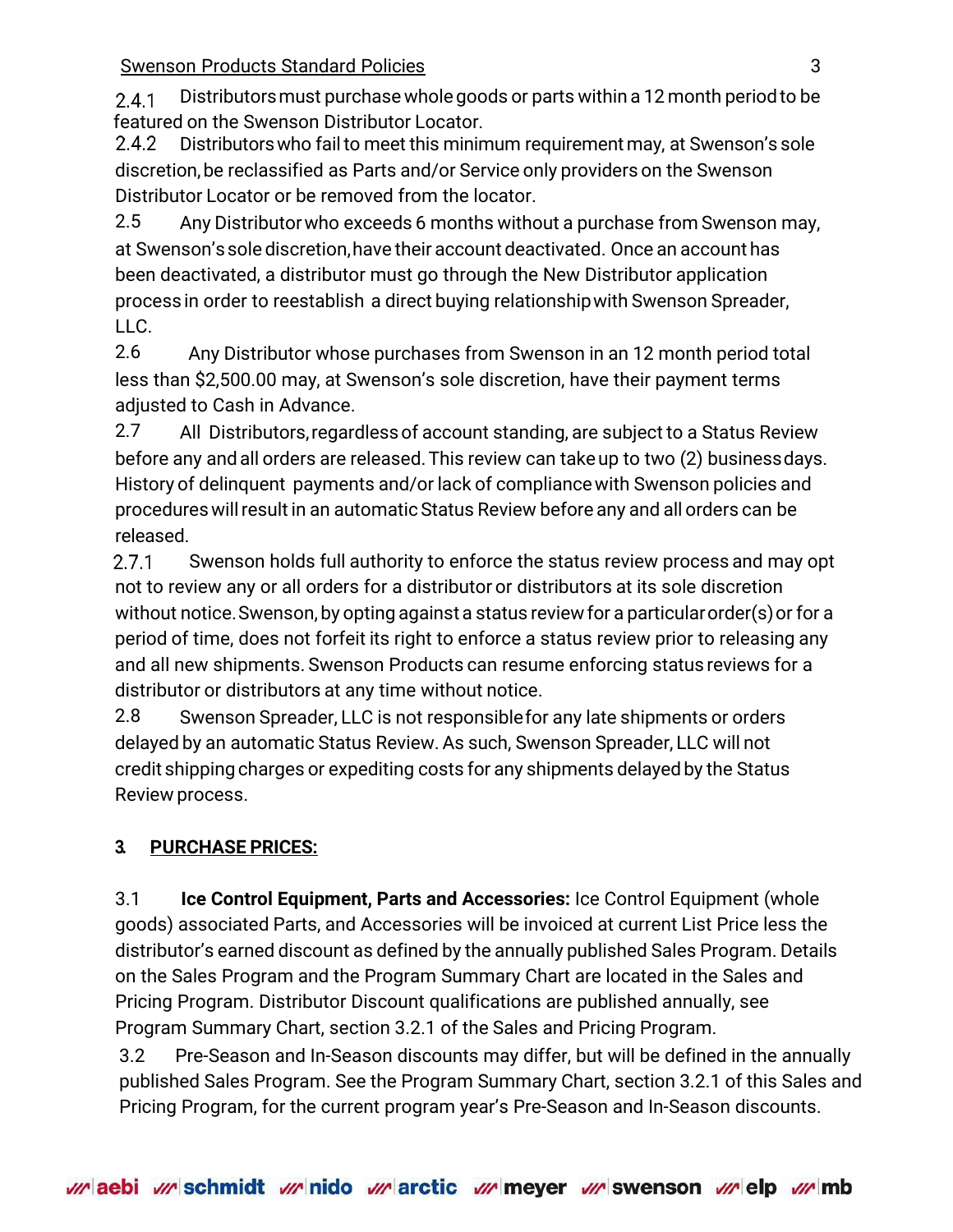2.4.1 Distributors must purchase whole goods or parts within a 12 month period to be featured on the Swenson Distributor Locator.

2.4.2 Distributors who fail to meet this minimum requirement may, at Swenson's sole discretion, be reclassified as Parts and/or Service only providers on the Swenson Distributor Locator or be removed from the locator.

2.5 Any Distributor who exceeds 6 months without a purchase from Swenson may, at Swenson's sole discretion, have their account deactivated. Once an account has been deactivated, a distributor must go through the New Distributor application process in order to reestablish a direct buying relationship with Swenson Spreader, LLC.

2.6 Any Distributor whose purchases from Swenson in an 12 month period total less than $2,500.00 may, at Swenson's sole discretion, have their payment terms adjusted to Cash in Advance.

2.7 All Distributors, regardless of account standing, are subject to a Status Review before any and all orders are released. This review can take up to two (2) business days. History of delinquent payments and/or lack of compliance with Swenson policies and procedures will result in an automatic Status Review before any and all orders can be released.

2.7.1 Swenson holds full authority to enforce the status review process and may opt not to review any or all orders for a distributor or distributors at its sole discretion without notice. Swenson, by opting against a status review for a particular order(s) or for a period of time, does not forfeit its right to enforce a status review prior to releasing any and all new shipments. Swenson Products can resume enforcing status reviews for a distributor or distributors at any time without notice.

2.8 Swenson Spreader, LLC is not responsible for any late shipments or orders delayed by an automatic Status Review. As such, Swenson Spreader, LLC will not credit shipping charges or expediting costs for any shipments delayed by the Status Review process.

## 3. PURCHASE PRICES:

3.1 **Ice Control Equipment, Parts and Accessories:** Ice Control Equipment (whole goods) associated Parts, and Accessories will be invoiced at current List Price less the distributor's earned discount as defined by the annually published Sales Program. Details on the Sales Program and the Program Summary Chart are located in the Sales and Pricing Program. Distributor Discount qualifications are published annually, see Program Summary Chart, section 3.2.1 of the Sales and Pricing Program.

3.2 Pre-Season and In-Season discounts may differ, but will be defined in the annually published Sales Program. See the Program Summary Chart, section 3.2.1 of this Sales and Pricing Program, for the current program year's Pre-Season and In-Season discounts.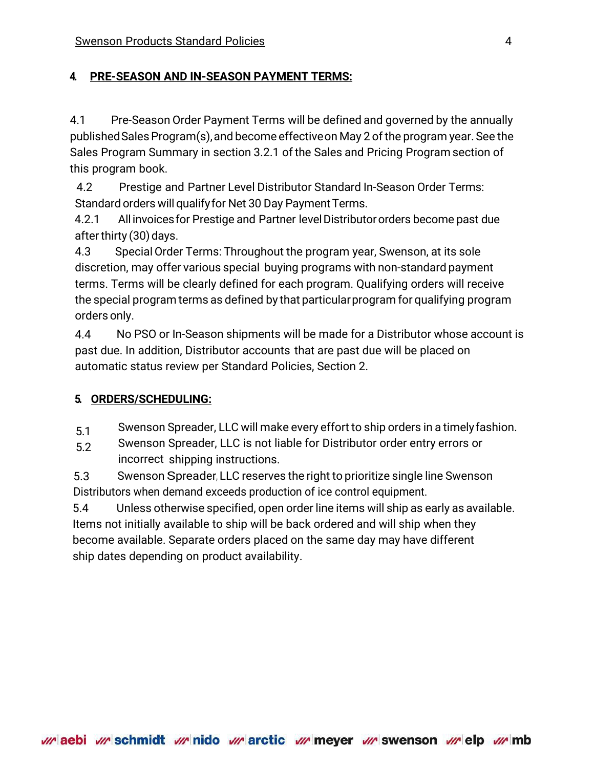## 4. PRE-SEASON AND IN-SEASON PAYMENT TERMS:

4.1 Pre-Season Order Payment Terms will be defined and governed by the annually published Sales Program(s), and become effective on May 2 of the program year. See the Sales Program Summary in section 3.2.1 of the Sales and Pricing Program section of this program book.

4.2 Prestige and Partner Level Distributor Standard In-Season Order Terms: Standard orders will qualify for Net 30 Day Payment Terms.

4.2.1 All invoices for Prestige and Partner level Distributor orders become past due after thirty (30) days.

4.3 Special Order Terms: Throughout the program year, Swenson, at its sole discretion, may offer various special buying programs with non-standard payment terms. Terms will be clearly defined for each program. Qualifying orders will receive the special program terms as defined by that particular program for qualifying program orders only.

4.4 No PSO or In-Season shipments will be made for a Distributor whose account is past due. In addition, Distributor accounts that are past due will be placed on automatic status review per Standard Policies, Section 2.

## 5. ORDERS/SCHEDULING:

5.1 Swenson Spreader, LLC will make every effort to ship orders in a timely fashion.

5.2 Swenson Spreader, LLC is not liable for Distributor order entry errors or incorrect shipping instructions.

5.3 Swenson Spreader, LLC reserves the right to prioritize single line Swenson Distributors when demand exceeds production of ice control equipment.

5.4 Unless otherwise specified, open order line items will ship as early as available. Items not initially available to ship will be back ordered and will ship when they become available. Separate orders placed on the same day may have different ship dates depending on product availability.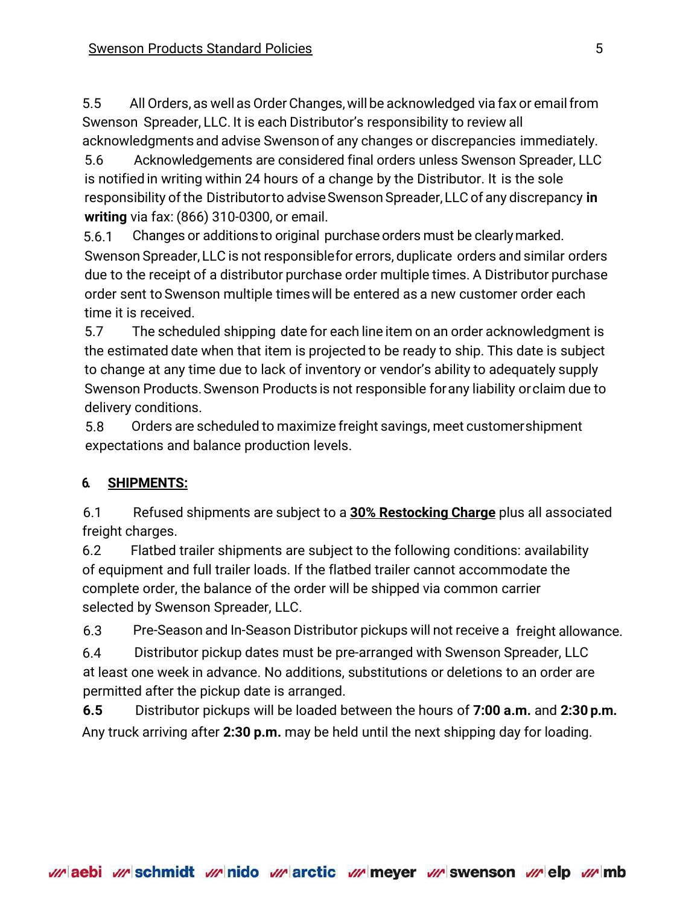5.5 All Orders, as well as Order Changes, will be acknowledged via fax or email from Swenson Spreader, LLC. It is each Distributor's responsibility to review all acknowledgments and advise Swenson of any changes or discrepancies immediately.

5.6 Acknowledgements are considered final orders unless Swenson Spreader, LLC is notified in writing within 24 hours of a change by the Distributor. It is the sole responsibility of the Distributor to advise Swenson Spreader, LLC of any discrepancy **in writing** via fax: (866) 310-0300, or email.

5.6.1 Changes or additions to original purchase orders must be clearly marked. Swenson Spreader, LLC is not responsible for errors, duplicate orders and similar orders due to the receipt of a distributor purchase order multiple times. A Distributor purchase order sent to Swenson multiple times will be entered as a new customer order each time it is received.

5.7 The scheduled shipping date for each line item on an order acknowledgment is the estimated date when that item is projected to be ready to ship. This date is subject to change at any time due to lack of inventory or vendor's ability to adequately supply Swenson Products. Swenson Products is not responsible for any liability or claim due to delivery conditions.

5.8 Orders are scheduled to maximize freight savings, meet customer shipment expectations and balance production levels.

## 6. SHIPMENTS:

6.1 Refused shipments are subject to a **30% Restocking Charge** plus all associated freight charges.

6.2 Flatbed trailer shipments are subject to the following conditions: availability of equipment and full trailer loads. If the flatbed trailer cannot accommodate the complete order, the balance of the order will be shipped via common carrier selected by Swenson Spreader, LLC.

6.3 Pre-Season and In-Season Distributor pickups will not receive a freight allowance.

6.4 Distributor pickup dates must be pre-arranged with Swenson Spreader, LLC at least one week in advance. No additions, substitutions or deletions to an order are permitted after the pickup date is arranged.

**6.5** Distributor pickups will be loaded between the hours of **7:00 a.m.** and **2:30 p.m.** Any truck arriving after **2:30 p.m.** may be held until the next shipping day for loading.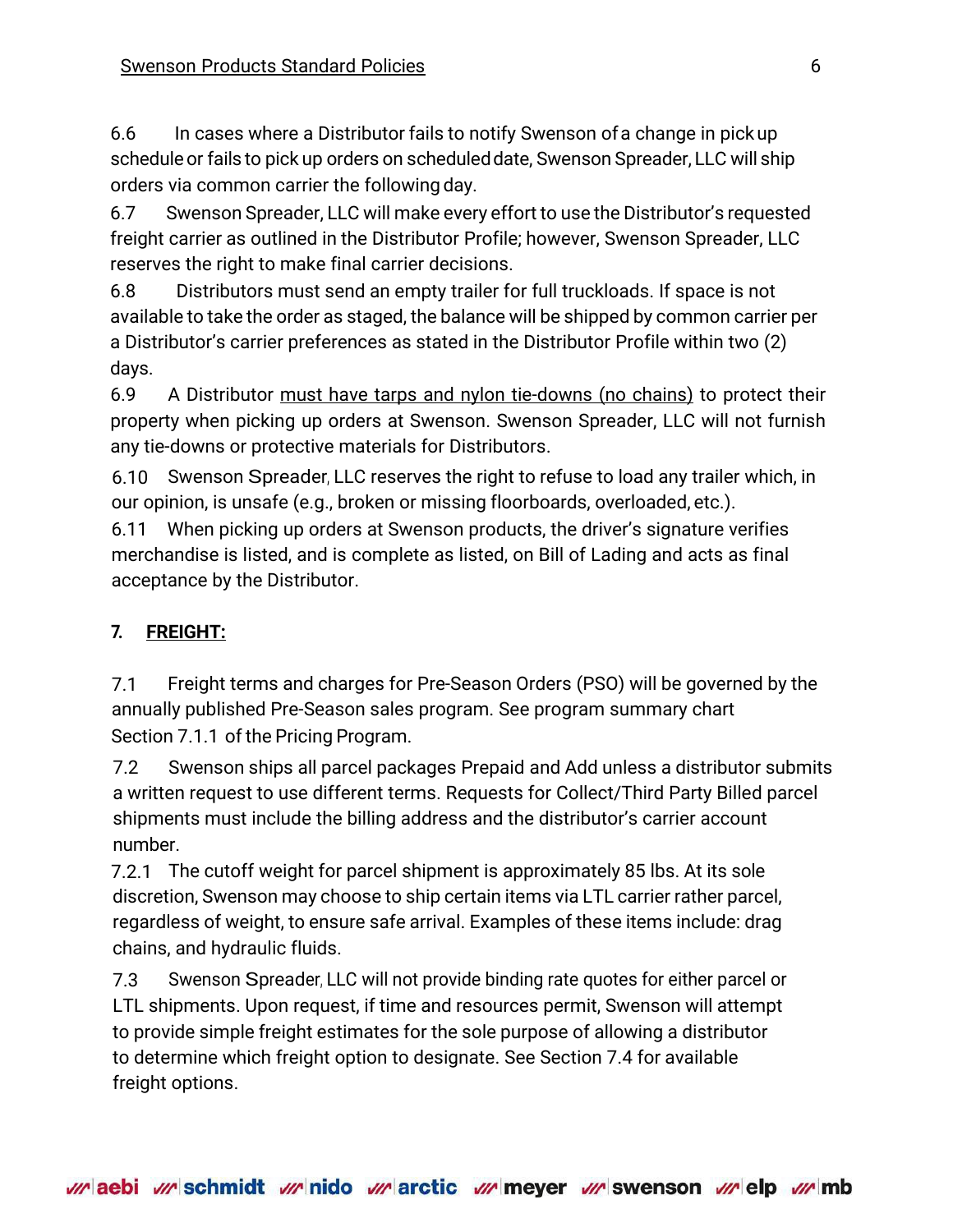6.6 In cases where a Distributor fails to notify Swenson of a change in pick up schedule or fails to pick up orders on scheduled date, Swenson Spreader, LLC will ship orders via common carrier the following day.

6.7 Swenson Spreader, LLC will make every effort to use the Distributor's requested freight carrier as outlined in the Distributor Profile; however, Swenson Spreader, LLC reserves the right to make final carrier decisions.

6.8 Distributors must send an empty trailer for full truckloads. If space is not available to take the order as staged, the balance will be shipped by common carrier per a Distributor's carrier preferences as stated in the Distributor Profile within two (2) days.

6.9 A Distributor <u>must have tarps and nylon tie-downs (no chains)</u> to protect their property when picking up orders at Swenson. Swenson Spreader, LLC will not furnish any tie-downs or protective materials for Distributors.

6.10 Swenson Spreader, LLC reserves the right to refuse to load any trailer which, in our opinion, is unsafe (e.g., broken or missing floorboards, overloaded, etc.).

6.11 When picking up orders at Swenson products, the driver's signature verifies merchandise is listed, and is complete as listed, on Bill of Lading and acts as final acceptance by the Distributor.

## 7. FREIGHT:

7.1 Freight terms and charges for Pre-Season Orders (PSO) will be governed by the annually published Pre-Season sales program. See program summary chart Section 7.1.1 of the Pricing Program.

7.2 Swenson ships all parcel packages Prepaid and Add unless a distributor submits a written request to use different terms. Requests for Collect/Third Party Billed parcel shipments must include the billing address and the distributor's carrier account number.

7.2.1 The cutoff weight for parcel shipment is approximately 85 lbs. At its sole discretion, Swenson may choose to ship certain items via LTL carrier rather parcel, regardless of weight, to ensure safe arrival. Examples of these items include: drag chains, and hydraulic fluids.

7.3 Swenson Spreader, LLC will not provide binding rate quotes for either parcel or LTL shipments. Upon request, if time and resources permit, Swenson will attempt to provide simple freight estimates for the sole purpose of allowing a distributor to determine which freight option to designate. See Section 7.4 for available freight options.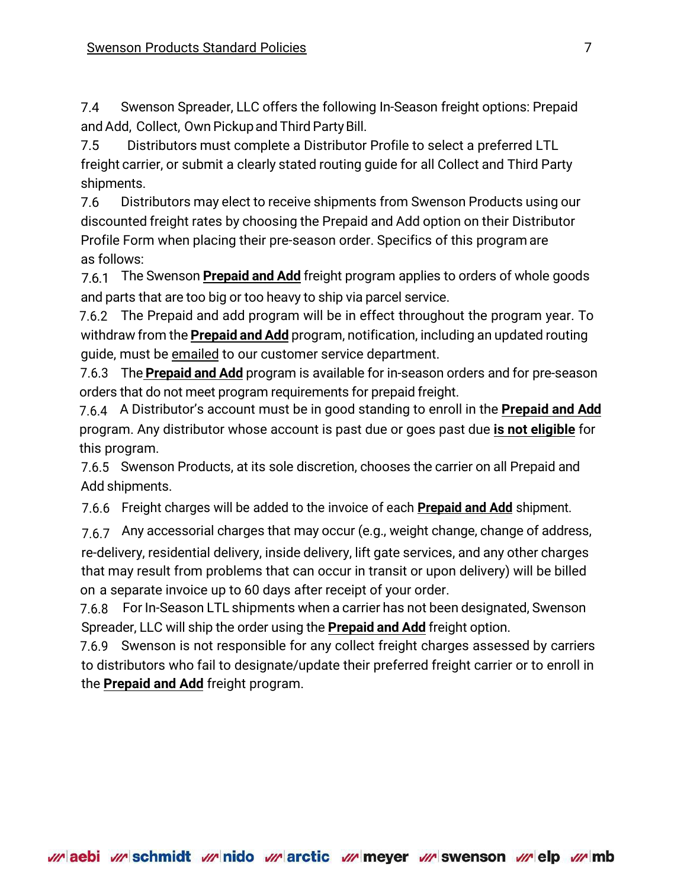7.4 Swenson Spreader, LLC offers the following In-Season freight options: Prepaid and Add, Collect, Own Pickup and Third Party Bill.

7.5 Distributors must complete a Distributor Profile to select a preferred LTL freight carrier, or submit a clearly stated routing guide for all Collect and Third Party shipments.

7.6 Distributors may elect to receive shipments from Swenson Products using our discounted freight rates by choosing the Prepaid and Add option on their Distributor Profile Form when placing their pre-season order. Specifics of this program are as follows:

7.6.1 The Swenson **Prepaid and Add** freight program applies to orders of whole goods and parts that are too big or too heavy to ship via parcel service.

7.6.2 The Prepaid and add program will be in effect throughout the program year. To withdraw from the **Prepaid and Add** program, notification, including an updated routing guide, must be emailed to our customer service department.

7.6.3 The **Prepaid and Add** program is available for in-season orders and for pre-season orders that do not meet program requirements for prepaid freight.

7.6.4 A Distributor's account must be in good standing to enroll in the **Prepaid and Add** program. Any distributor whose account is past due or goes past due **is not eligible** for this program.

7.6.5 Swenson Products, at its sole discretion, chooses the carrier on all Prepaid and Add shipments.

7.6.6 Freight charges will be added to the invoice of each **Prepaid and Add** shipment.

7.6.7 Any accessorial charges that may occur (e.g., weight change, change of address, re-delivery, residential delivery, inside delivery, lift gate services, and any other charges that may result from problems that can occur in transit or upon delivery) will be billed on a separate invoice up to 60 days after receipt of your order.

7.6.8 For In-Season LTL shipments when a carrier has not been designated, Swenson Spreader, LLC will ship the order using the **Prepaid and Add** freight option.

7.6.9 Swenson is not responsible for any collect freight charges assessed by carriers to distributors who fail to designate/update their preferred freight carrier or to enroll in the **Prepaid and Add** freight program.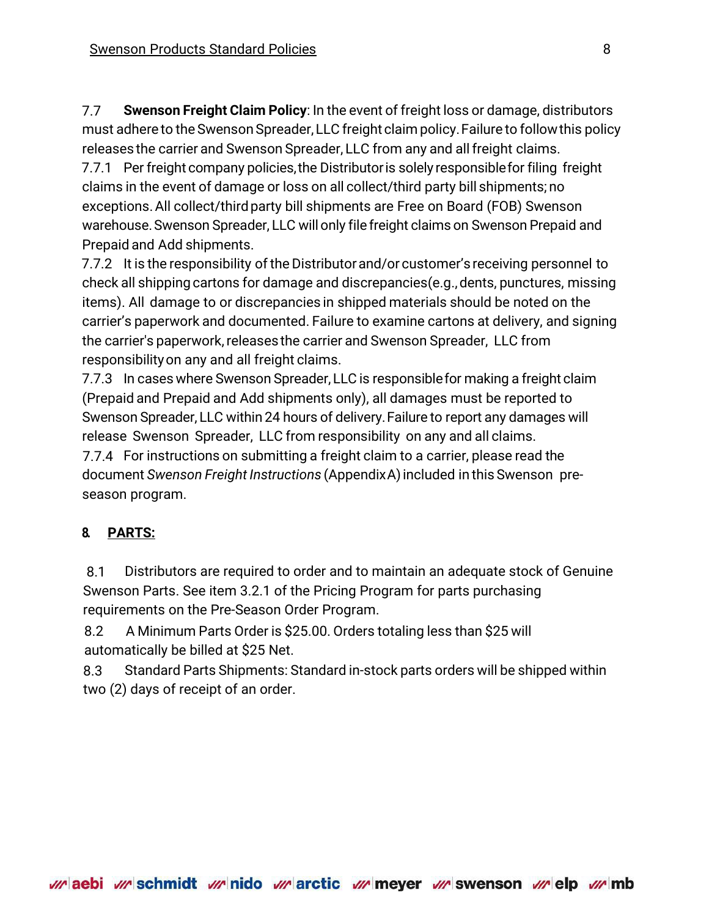7.7 **Swenson Freight Claim Policy**: In the event of freight loss or damage, distributors must adhere to the Swenson Spreader, LLC freight claim policy. Failure to follow this policy releases the carrier and Swenson Spreader, LLC from any and all freight claims.

7.7.1 Per freight company policies, the Distributor is solely responsible for filing freight claims in the event of damage or loss on all collect/third party bill shipments; no exceptions. All collect/third party bill shipments are Free on Board (FOB) Swenson warehouse. Swenson Spreader, LLC will only file freight claims on Swenson Prepaid and Prepaid and Add shipments.

7.7.2 It is the responsibility of the Distributor and/or customer's receiving personnel to check all shipping cartons for damage and discrepancies(e.g., dents, punctures, missing items). All damage to or discrepancies in shipped materials should be noted on the carrier's paperwork and documented. Failure to examine cartons at delivery, and signing the carrier's paperwork, releases the carrier and Swenson Spreader, LLC from responsibility on any and all freight claims.

7.7.3 In cases where Swenson Spreader, LLC is responsible for making a freight claim (Prepaid and Prepaid and Add shipments only), all damages must be reported to Swenson Spreader, LLC within 24 hours of delivery. Failure to report any damages will release Swenson Spreader, LLC from responsibility on any and all claims.

7.7.4 For instructions on submitting a freight claim to a carrier, please read the document *Swenson Freight Instructions* (Appendix A) included in this Swenson pre-season program.

## 8. PARTS:

8.1 Distributors are required to order and to maintain an adequate stock of Genuine Swenson Parts. See item 3.2.1 of the Pricing Program for parts purchasing requirements on the Pre-Season Order Program.

8.2 A Minimum Parts Order is $25.00. Orders totaling less than $25 will automatically be billed at $25 Net.

8.3 Standard Parts Shipments: Standard in-stock parts orders will be shipped within two (2) days of receipt of an order.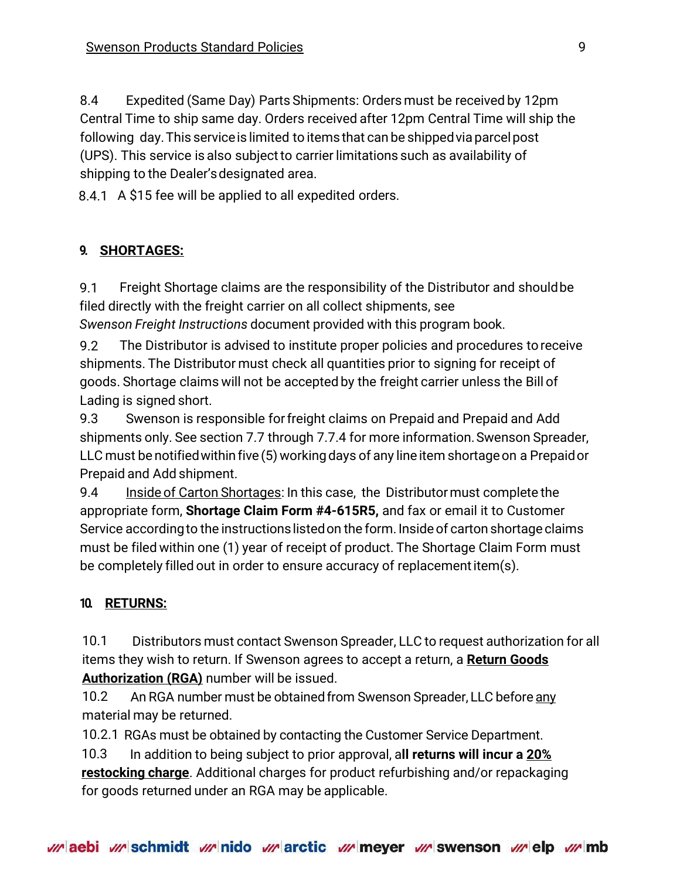8.4 Expedited (Same Day) Parts Shipments: Orders must be received by 12pm Central Time to ship same day. Orders received after 12pm Central Time will ship the following day. This service is limited to items that can be shipped via parcel post (UPS). This service is also subject to carrier limitations such as availability of shipping to the Dealer's designated area.

8.4.1 A $15 fee will be applied to all expedited orders.

## 9. <u>SHORTAGES:</u>

9.1 Freight Shortage claims are the responsibility of the Distributor and should be filed directly with the freight carrier on all collect shipments, see *Swenson Freight Instructions* document provided with this program book.

9.2 The Distributor is advised to institute proper policies and procedures to receive shipments. The Distributor must check all quantities prior to signing for receipt of goods. Shortage claims will not be accepted by the freight carrier unless the Bill of Lading is signed short.

9.3 Swenson is responsible for freight claims on Prepaid and Prepaid and Add shipments only. See section 7.7 through 7.7.4 for more information. Swenson Spreader, LLC must be notified within five (5) working days of any line item shortage on a Prepaid or Prepaid and Add shipment.

9.4 <u>Inside of Carton Shortages</u>: In this case, the Distributor must complete the appropriate form, **Shortage Claim Form #4-615R5,** and fax or email it to Customer Service according to the instructions listed on the form. Inside of carton shortage claims must be filed within one (1) year of receipt of product. The Shortage Claim Form must be completely filled out in order to ensure accuracy of replacement item(s).

## 10. <u>RETURNS:</u>

10.1 Distributors must contact Swenson Spreader, LLC to request authorization for all items they wish to return. If Swenson agrees to accept a return, a **<u>Return Goods Authorization (RGA)</u>** number will be issued.

10.2 An RGA number must be obtained from Swenson Spreader, LLC before <u>any</u> material may be returned.

10.2.1 RGAs must be obtained by contacting the Customer Service Department.

10.3 In addition to being subject to prior approval, a**ll returns will incur a <u>20% restocking charge</u>**. Additional charges for product refurbishing and/or repackaging for goods returned under an RGA may be applicable.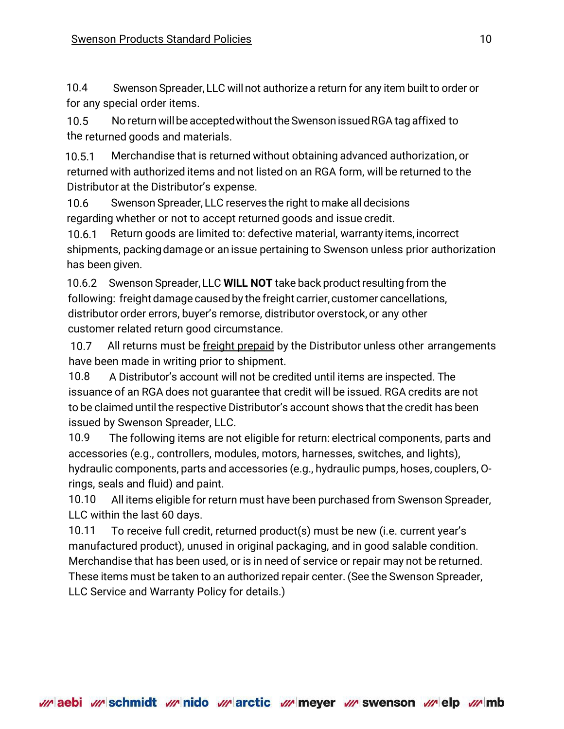10.4 Swenson Spreader, LLC will not authorize a return for any item built to order or for any special order items.

10.5 No return will be accepted without the Swenson issued RGA tag affixed to the returned goods and materials.

10.5.1 Merchandise that is returned without obtaining advanced authorization, or returned with authorized items and not listed on an RGA form, will be returned to the Distributor at the Distributor's expense.

10.6 Swenson Spreader, LLC reserves the right to make all decisions regarding whether or not to accept returned goods and issue credit.

10.6.1 Return goods are limited to: defective material, warranty items, incorrect shipments, packing damage or an issue pertaining to Swenson unless prior authorization has been given.

10.6.2 Swenson Spreader, LLC **WILL NOT** take back product resulting from the following: freight damage caused by the freight carrier, customer cancellations, distributor order errors, buyer's remorse, distributor overstock, or any other customer related return good circumstance.

10.7 All returns must be freight prepaid by the Distributor unless other arrangements have been made in writing prior to shipment.

10.8 A Distributor's account will not be credited until items are inspected. The issuance of an RGA does not guarantee that credit will be issued. RGA credits are not to be claimed until the respective Distributor's account shows that the credit has been issued by Swenson Spreader, LLC.

10.9 The following items are not eligible for return: electrical components, parts and accessories (e.g., controllers, modules, motors, harnesses, switches, and lights), hydraulic components, parts and accessories (e.g., hydraulic pumps, hoses, couplers, O-rings, seals and fluid) and paint.

10.10 All items eligible for return must have been purchased from Swenson Spreader, LLC within the last 60 days.

10.11 To receive full credit, returned product(s) must be new (i.e. current year's manufactured product), unused in original packaging, and in good salable condition. Merchandise that has been used, or is in need of service or repair may not be returned. These items must be taken to an authorized repair center. (See the Swenson Spreader, LLC Service and Warranty Policy for details.)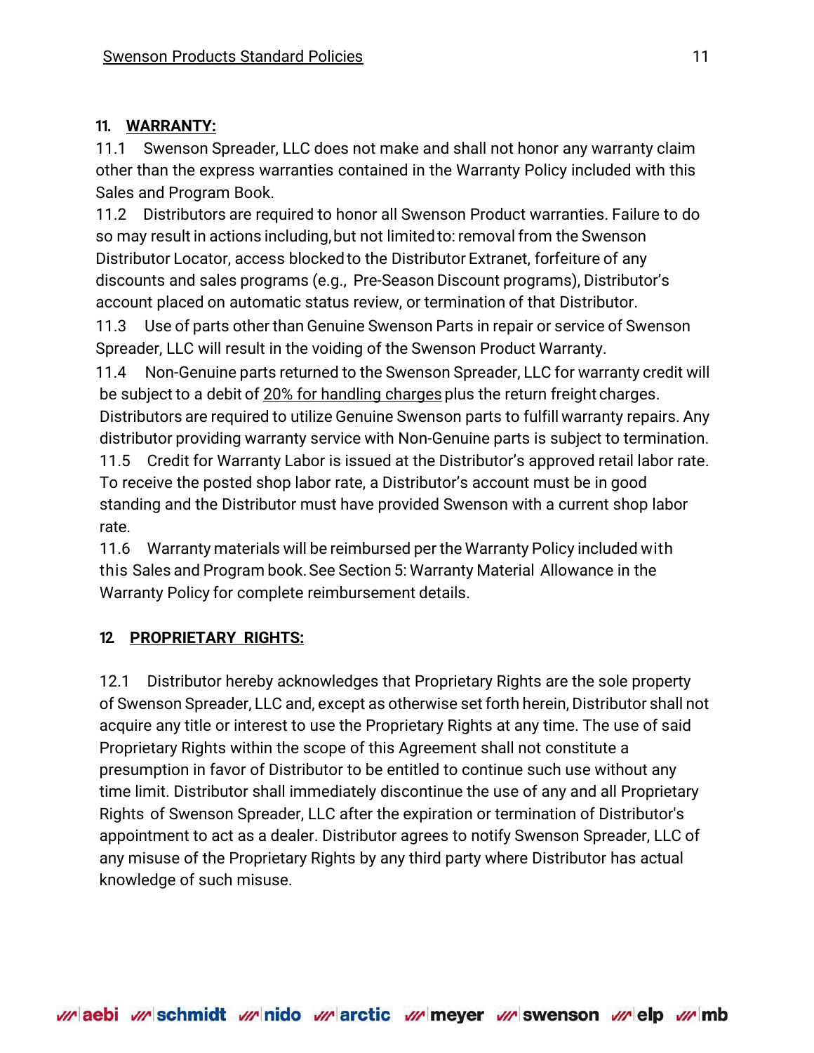## 11. WARRANTY:

11.1 Swenson Spreader, LLC does not make and shall not honor any warranty claim other than the express warranties contained in the Warranty Policy included with this Sales and Program Book.

11.2 Distributors are required to honor all Swenson Product warranties. Failure to do so may result in actions including, but not limited to: removal from the Swenson Distributor Locator, access blocked to the Distributor Extranet, forfeiture of any discounts and sales programs (e.g., Pre-Season Discount programs), Distributor's account placed on automatic status review, or termination of that Distributor.

11.3 Use of parts other than Genuine Swenson Parts in repair or service of Swenson Spreader, LLC will result in the voiding of the Swenson Product Warranty.

11.4 Non-Genuine parts returned to the Swenson Spreader, LLC for warranty credit will be subject to a debit of 20% for handling charges plus the return freight charges. Distributors are required to utilize Genuine Swenson parts to fulfill warranty repairs. Any distributor providing warranty service with Non-Genuine parts is subject to termination.

11.5 Credit for Warranty Labor is issued at the Distributor's approved retail labor rate. To receive the posted shop labor rate, a Distributor's account must be in good standing and the Distributor must have provided Swenson with a current shop labor rate.

11.6 Warranty materials will be reimbursed per the Warranty Policy included with this Sales and Program book. See Section 5: Warranty Material Allowance in the Warranty Policy for complete reimbursement details.

## 12 PROPRIETARY RIGHTS:

12.1 Distributor hereby acknowledges that Proprietary Rights are the sole property of Swenson Spreader, LLC and, except as otherwise set forth herein, Distributor shall not acquire any title or interest to use the Proprietary Rights at any time. The use of said Proprietary Rights within the scope of this Agreement shall not constitute a presumption in favor of Distributor to be entitled to continue such use without any time limit. Distributor shall immediately discontinue the use of any and all Proprietary Rights of Swenson Spreader, LLC after the expiration or termination of Distributor's appointment to act as a dealer. Distributor agrees to notify Swenson Spreader, LLC of any misuse of the Proprietary Rights by any third party where Distributor has actual knowledge of such misuse.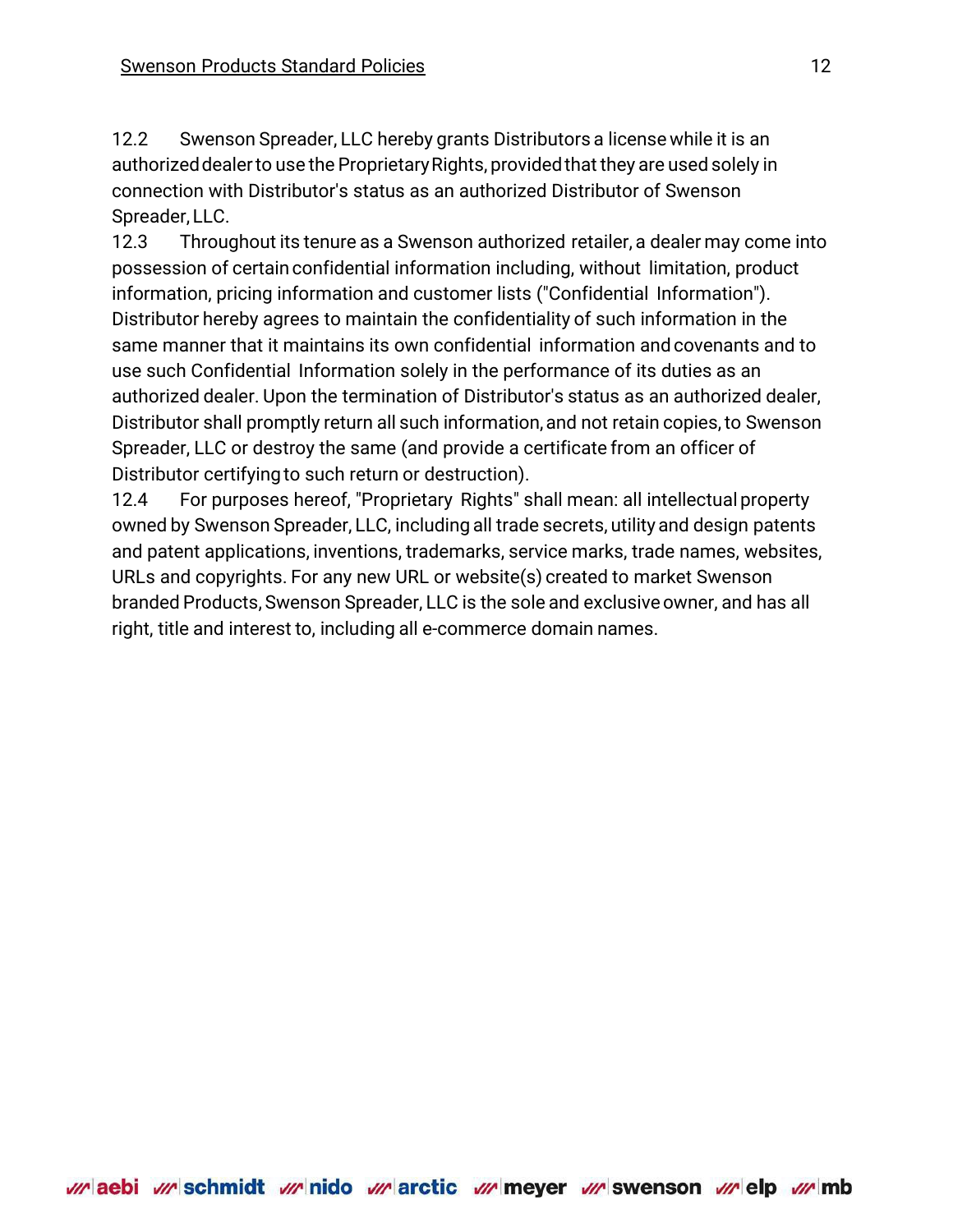12.2 Swenson Spreader, LLC hereby grants Distributors a license while it is an authorized dealer to use the Proprietary Rights, provided that they are used solely in connection with Distributor's status as an authorized Distributor of Swenson Spreader, LLC.

12.3 Throughout its tenure as a Swenson authorized retailer, a dealer may come into possession of certain confidential information including, without limitation, product information, pricing information and customer lists ("Confidential Information"). Distributor hereby agrees to maintain the confidentiality of such information in the same manner that it maintains its own confidential information and covenants and to use such Confidential Information solely in the performance of its duties as an authorized dealer. Upon the termination of Distributor's status as an authorized dealer, Distributor shall promptly return all such information, and not retain copies, to Swenson Spreader, LLC or destroy the same (and provide a certificate from an officer of Distributor certifying to such return or destruction).

12.4 For purposes hereof, "Proprietary Rights" shall mean: all intellectual property owned by Swenson Spreader, LLC, including all trade secrets, utility and design patents and patent applications, inventions, trademarks, service marks, trade names, websites, URLs and copyrights. For any new URL or website(s) created to market Swenson branded Products, Swenson Spreader, LLC is the sole and exclusive owner, and has all right, title and interest to, including all e-commerce domain names.